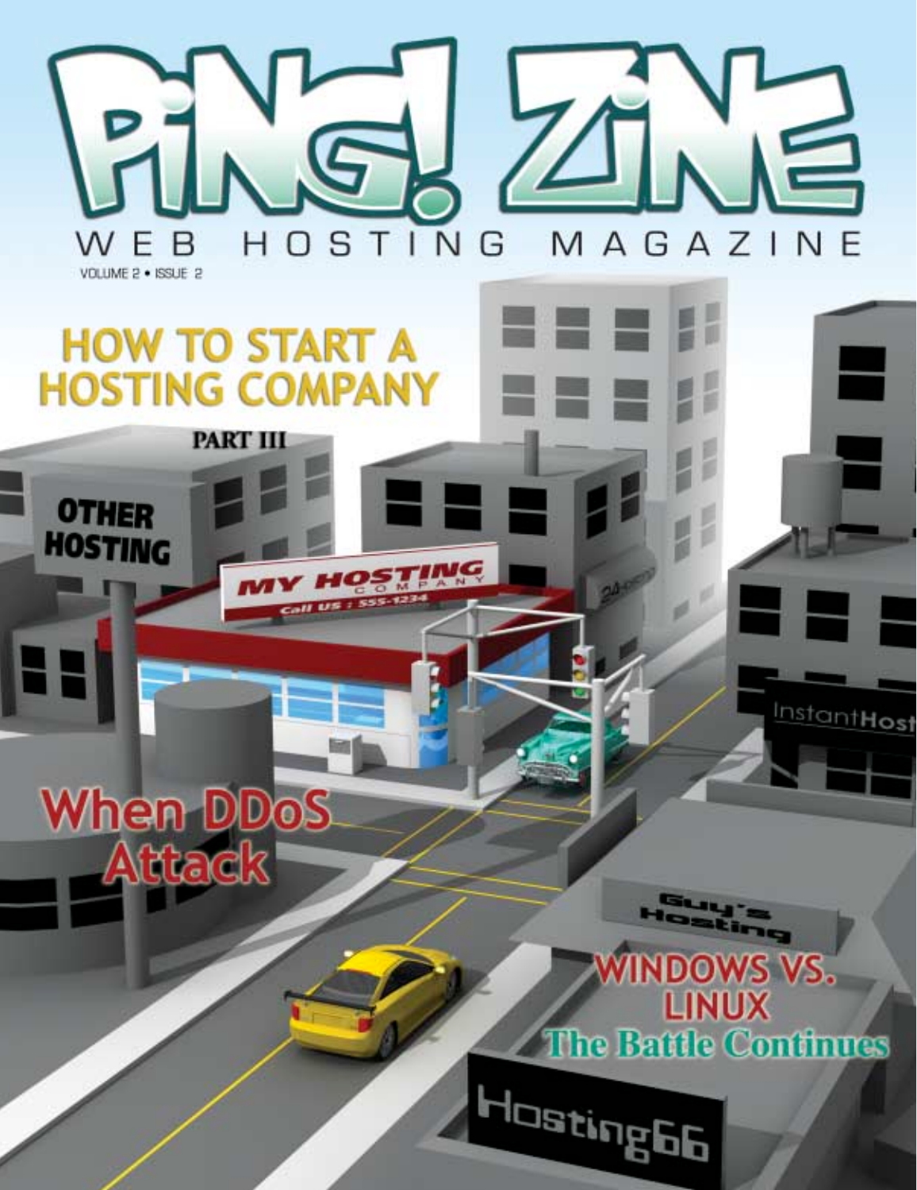# PING! ZINE

WEB HOSTING MAGAZINE

VOLUME 2 • ISSUE 2

## HOW TO START A HOSTING COMPANY

PART III

## When DDoS Attack

## WINDOWS VS. LINUX
The Battle Continues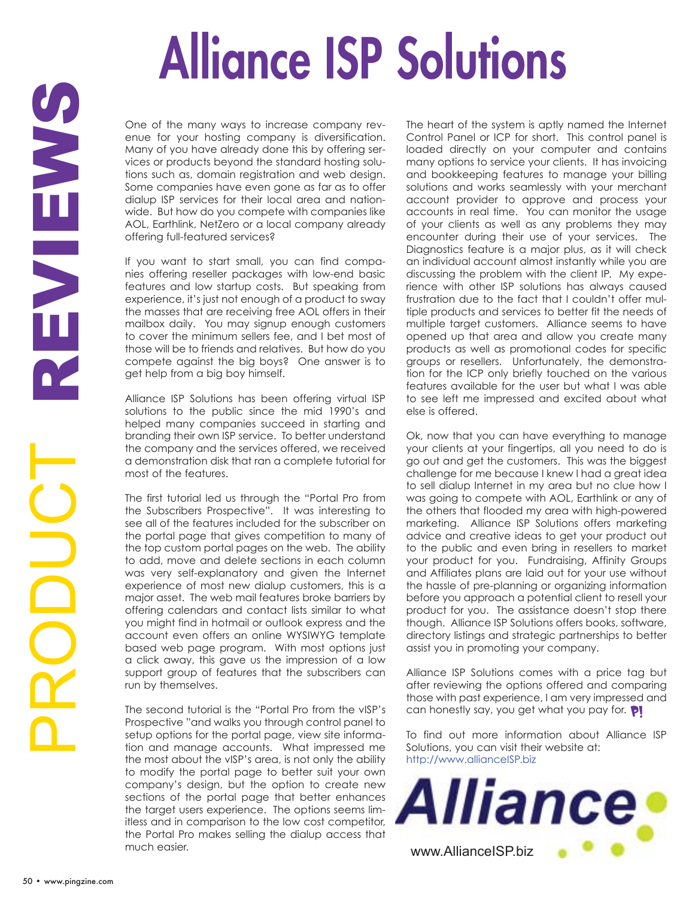PRODUCT **REVIEWS**

# Alliance ISP Solutions

One of the many ways to increase company revenue for your hosting company is diversification. Many of you have already done this by offering services or products beyond the standard hosting solutions such as, domain registration and web design. Some companies have even gone as far as to offer dialup ISP services for their local area and nationwide. But how do you compete with companies like AOL, Earthlink, NetZero or a local company already offering full-featured services?

If you want to start small, you can find companies offering reseller packages with low-end basic features and low startup costs. But speaking from experience, it's just not enough of a product to sway the masses that are receiving free AOL offers in their mailbox daily. You may signup enough customers to cover the minimum sellers fee, and I bet most of those will be to friends and relatives. But how do you compete against the big boys? One answer is to get help from a big boy himself.

Alliance ISP Solutions has been offering virtual ISP solutions to the public since the mid 1990's and helped many companies succeed in starting and branding their own ISP service. To better understand the company and the services offered, we received a demonstration disk that ran a complete tutorial for most of the features.

The first tutorial led us through the "Portal Pro from the Subscribers Prospective". It was interesting to see all of the features included for the subscriber on the portal page that gives competition to many of the top custom portal pages on the web. The ability to add, move and delete sections in each column was very self-explanatory and given the Internet experience of most new dialup customers, this is a major asset. The web mail features broke barriers by offering calendars and contact lists similar to what you might find in hotmail or outlook express and the account even offers an online WYSIWYG template based web page program. With most options just a click away, this gave us the impression of a low support group of features that the subscribers can run by themselves.

The second tutorial is the "Portal Pro from the vISP's Prospective "and walks you through control panel to setup options for the portal page, view site information and manage accounts. What impressed me the most about the vISP's area, is not only the ability to modify the portal page to better suit your own company's design, but the option to create new sections of the portal page that better enhances the target users experience. The options seems limitless and in comparison to the low cost competitor, the Portal Pro makes selling the dialup access that much easier.

The heart of the system is aptly named the Internet Control Panel or ICP for short. This control panel is loaded directly on your computer and contains many options to service your clients. It has invoicing and bookkeeping features to manage your billing solutions and works seamlessly with your merchant account provider to approve and process your accounts in real time. You can monitor the usage of your clients as well as any problems they may encounter during their use of your services. The Diagnostics feature is a major plus, as it will check an individual account almost instantly while you are discussing the problem with the client IP. My experience with other ISP solutions has always caused frustration due to the fact that I couldn't offer multiple products and services to better fit the needs of multiple target customers. Alliance seems to have opened up that area and allow you create many products as well as promotional codes for specific groups or resellers. Unfortunately, the demonstration for the ICP only briefly touched on the various features available for the user but what I was able to see left me impressed and excited about what else is offered.

Ok, now that you can have everything to manage your clients at your fingertips, all you need to do is go out and get the customers. This was the biggest challenge for me because I knew I had a great idea to sell dialup Internet in my area but no clue how I was going to compete with AOL, Earthlink or any of the others that flooded my area with high-powered marketing. Alliance ISP Solutions offers marketing advice and creative ideas to get your product out to the public and even bring in resellers to market your product for you. Fundraising, Affinity Groups and Affiliates plans are laid out for your use without the hassle of pre-planning or organizing information before you approach a potential client to resell your product for you. The assistance doesn't stop there though. Alliance ISP Solutions offers books, software, directory listings and strategic partnerships to better assist you in promoting your company.

Alliance ISP Solutions comes with a price tag but after reviewing the options offered and comparing those with past experience, I am very impressed and can honestly say, you get what you pay for. P!

To find out more information about Alliance ISP Solutions, you can visit their website at: http://www.allianceISP.biz

Alliance

www.AllianceISP.biz